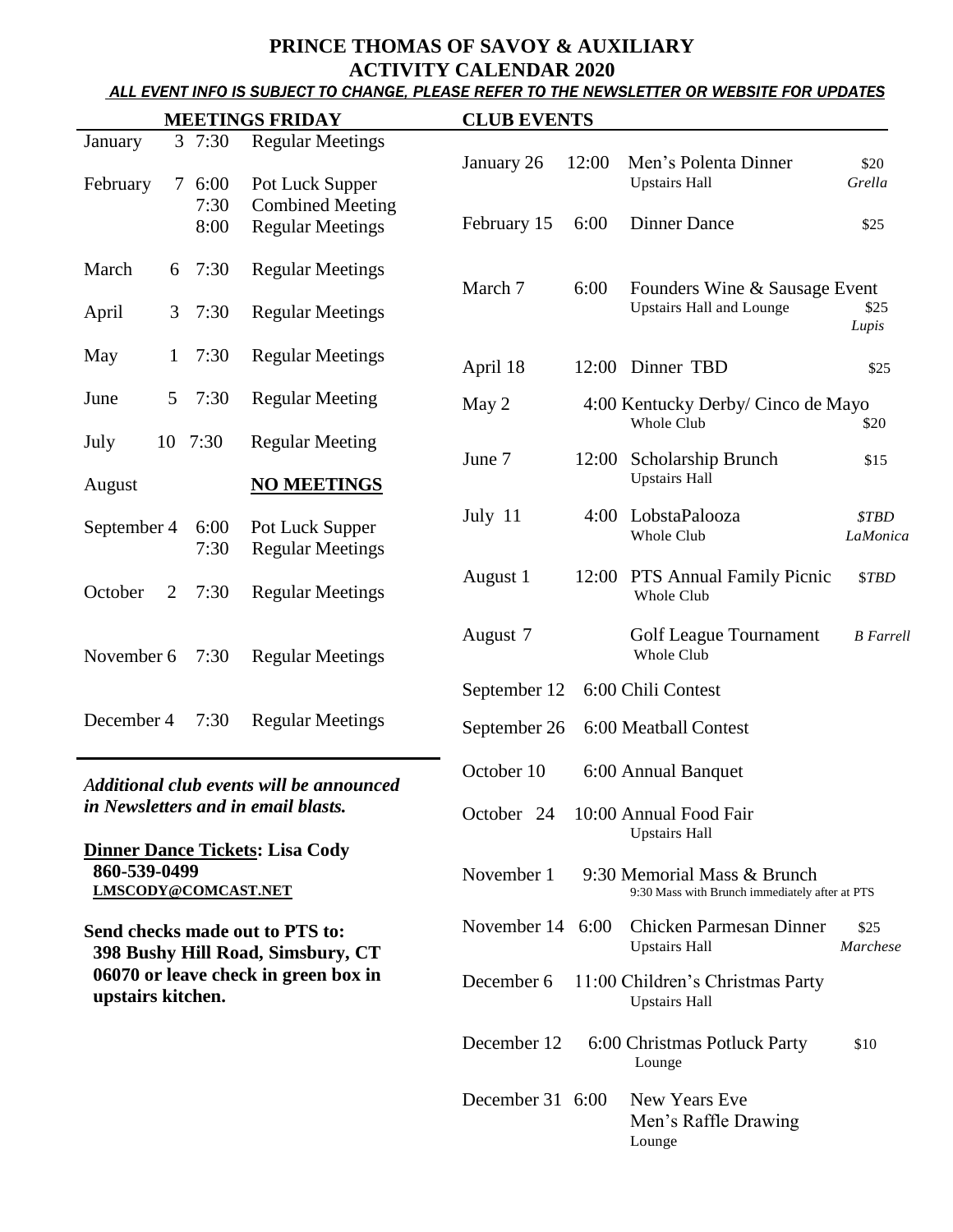# PRINCE THOMAS OF SAVOY & AUXILIARY
# ACTIVITY CALENDAR 2020

***ALL EVENT INFO IS SUBJECT TO CHANGE, PLEASE REFER TO THE NEWSLETTER OR WEBSITE FOR UPDATES***

## MEETINGS FRIDAY

| Month | Day | Time | Meeting |
|---|---|---|---|
| January | 3 | 7:30 | Regular Meetings |
| February | 7 | 6:00 | Pot Luck Supper |
| | | 7:30 | Combined Meeting |
| | | 8:00 | Regular Meetings |
| March | 6 | 7:30 | Regular Meetings |
| April | 3 | 7:30 | Regular Meetings |
| May | 1 | 7:30 | Regular Meetings |
| June | 5 | 7:30 | Regular Meeting |
| July | 10 | 7:30 | Regular Meeting |
| August | | | **NO MEETINGS** |
| September | 4 | 6:00 | Pot Luck Supper |
| | | 7:30 | Regular Meetings |
| October | 2 | 7:30 | Regular Meetings |
| November | 6 | 7:30 | Regular Meetings |
| December | 4 | 7:30 | Regular Meetings |

***Additional club events will be announced in Newsletters and in email blasts.***

**Dinner Dance Tickets: Lisa Cody**
**860-539-0499**
**LMSCODY@COMCAST.NET**

**Send checks made out to PTS to:**
**398 Bushy Hill Road, Simsbury, CT 06070 or leave check in green box in upstairs kitchen.**

## CLUB EVENTS

| Date | Time | Event | Price / Contact |
|---|---|---|---|
| January 26 | 12:00 | Men's Polenta Dinner<br>Upstairs Hall | $20<br>*Grella* |
| February 15 | 6:00 | Dinner Dance | $25 |
| March 7 | 6:00 | Founders Wine & Sausage Event<br>Upstairs Hall and Lounge | $25<br>*Lupis* |
| April 18 | 12:00 | Dinner TBD | $25 |
| May 2 | 4:00 | Kentucky Derby/ Cinco de Mayo<br>Whole Club | $20 |
| June 7 | 12:00 | Scholarship Brunch<br>Upstairs Hall | $15 |
| July 11 | 4:00 | LobstaPalooza<br>Whole Club | *$TBD*<br>*LaMonica* |
| August 1 | 12:00 | PTS Annual Family Picnic<br>Whole Club | $*TBD* |
| August 7 | | Golf League Tournament<br>Whole Club | *B Farrell* |
| September 12 | 6:00 | Chili Contest | |
| September 26 | 6:00 | Meatball Contest | |
| October 10 | 6:00 | Annual Banquet | |
| October 24 | 10:00 | Annual Food Fair<br>Upstairs Hall | |
| November 1 | 9:30 | Memorial Mass & Brunch<br>9:30 Mass with Brunch immediately after at PTS | |
| November 14 | 6:00 | Chicken Parmesan Dinner<br>Upstairs Hall | $25<br>*Marchese* |
| December 6 | 11:00 | Children's Christmas Party<br>Upstairs Hall | |
| December 12 | 6:00 | Christmas Potluck Party<br>Lounge | $10 |
| December 31 | 6:00 | New Years Eve<br>Men's Raffle Drawing<br>Lounge | |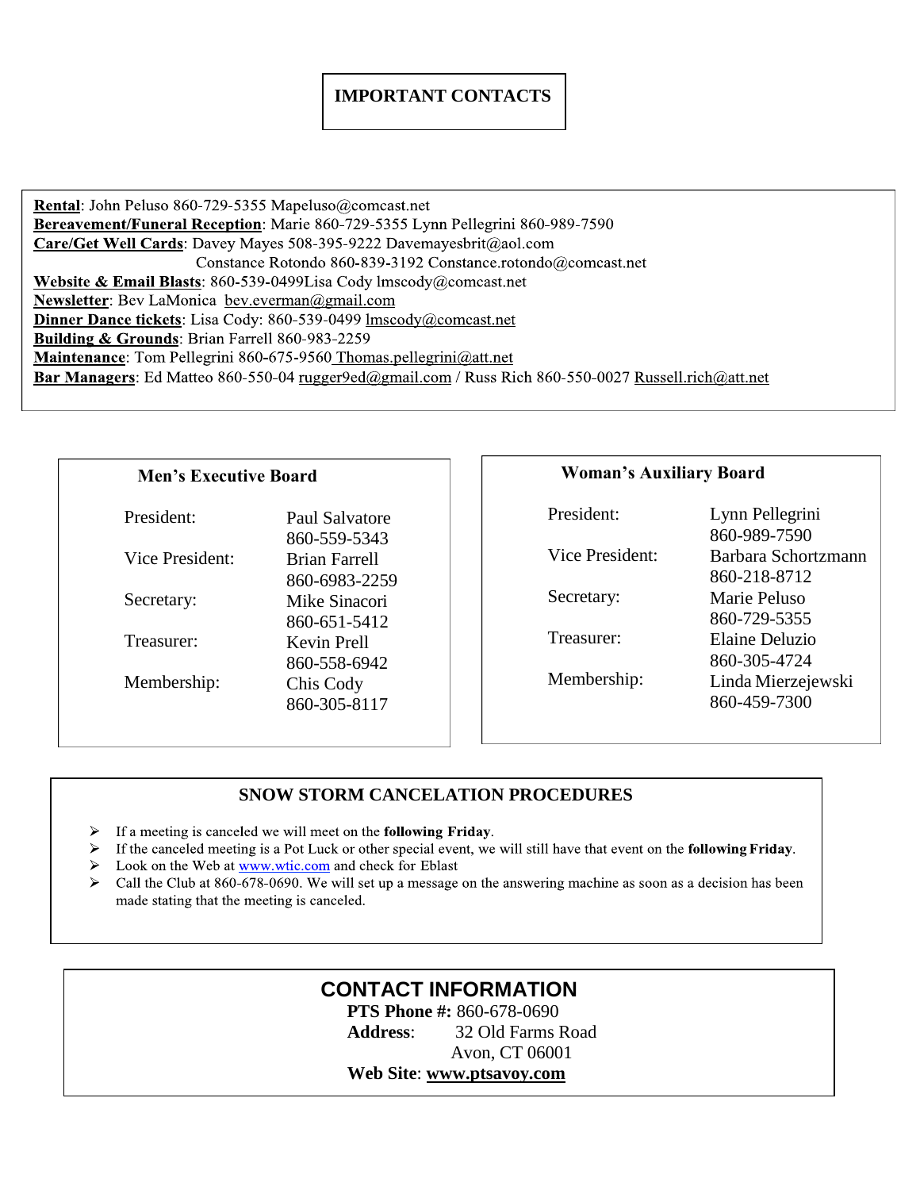## IMPORTANT CONTACTS

**Rental**: John Peluso 860-729-5355 Mapeluso@comcast.net
**Bereavement/Funeral Reception**: Marie 860-729-5355 Lynn Pellegrini 860-989-7590
**Care/Get Well Cards**: Davey Mayes 508-395-9222 Davemayesbrit@aol.com
Constance Rotondo 860-839-3192 Constance.rotondo@comcast.net
**Website & Email Blasts**: 860-539-0499Lisa Cody lmscody@comcast.net
**Newsletter**: Bev LaMonica bev.everman@gmail.com
**Dinner Dance tickets**: Lisa Cody: 860-539-0499 lmscody@comcast.net
**Building & Grounds**: Brian Farrell 860-983-2259
**Maintenance**: Tom Pellegrini 860-675-9560 Thomas.pellegrini@att.net
**Bar Managers**: Ed Matteo 860-550-04 rugger9ed@gmail.com / Russ Rich 860-550-0027 Russell.rich@att.net

### Men's Executive Board

| | |
|---|---|
| President: | Paul Salvatore 860-559-5343 |
| Vice President: | Brian Farrell 860-6983-2259 |
| Secretary: | Mike Sinacori 860-651-5412 |
| Treasurer: | Kevin Prell 860-558-6942 |
| Membership: | Chis Cody 860-305-8117 |

### Woman's Auxiliary Board

| | |
|---|---|
| President: | Lynn Pellegrini 860-989-7590 |
| Vice President: | Barbara Schortzmann 860-218-8712 |
| Secretary: | Marie Peluso 860-729-5355 |
| Treasurer: | Elaine Deluzio 860-305-4724 |
| Membership: | Linda Mierzejewski 860-459-7300 |

### SNOW STORM CANCELATION PROCEDURES

- If a meeting is canceled we will meet on the **following Friday**.
- If the canceled meeting is a Pot Luck or other special event, we will still have that event on the **following Friday**.
- Look on the Web at www.wtic.com and check for Eblast
- Call the Club at 860-678-0690. We will set up a message on the answering machine as soon as a decision has been made stating that the meeting is canceled.

## CONTACT INFORMATION

**PTS Phone #:** 860-678-0690
**Address**: 32 Old Farms Road
Avon, CT 06001
**Web Site**: **www.ptsavoy.com**